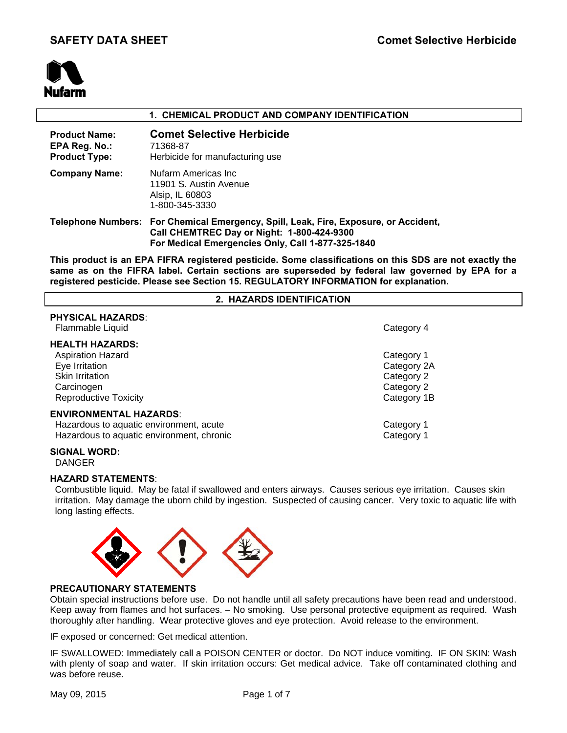# SAFETY DATA SHEET

**Comet Selective Herbicide**

## 1. CHEMICAL PRODUCT AND COMPANY IDENTIFICATION

**Product Name:** **Comet Selective Herbicide**
**EPA Reg. No.:** 71368-87
**Product Type:** Herbicide for manufacturing use

**Company Name:** Nufarm Americas Inc
11901 S. Austin Avenue
Alsip, IL 60803
1-800-345-3330

**Telephone Numbers:** **For Chemical Emergency, Spill, Leak, Fire, Exposure, or Accident, Call CHEMTREC Day or Night: 1-800-424-9300**
**For Medical Emergencies Only, Call 1-877-325-1840**

**This product is an EPA FIFRA registered pesticide. Some classifications on this SDS are not exactly the same as on the FIFRA label. Certain sections are superseded by federal law governed by EPA for a registered pesticide. Please see Section 15. REGULATORY INFORMATION for explanation.**

## 2. HAZARDS IDENTIFICATION

**PHYSICAL HAZARDS**:

| | |
|---|---|
| Flammable Liquid | Category 4 |

**HEALTH HAZARDS:**

| | |
|---|---|
| Aspiration Hazard | Category 1 |
| Eye Irritation | Category 2A |
| Skin Irritation | Category 2 |
| Carcinogen | Category 2 |
| Reproductive Toxicity | Category 1B |

**ENVIRONMENTAL HAZARDS**:

| | |
|---|---|
| Hazardous to aquatic environment, acute | Category 1 |
| Hazardous to aquatic environment, chronic | Category 1 |

**SIGNAL WORD:**
DANGER

**HAZARD STATEMENTS**:
Combustible liquid. May be fatal if swallowed and enters airways. Causes serious eye irritation. Causes skin irritation. May damage the uborn child by ingestion. Suspected of causing cancer. Very toxic to aquatic life with long lasting effects.

**PRECAUTIONARY STATEMENTS**
Obtain special instructions before use. Do not handle until all safety precautions have been read and understood. Keep away from flames and hot surfaces. – No smoking. Use personal protective equipment as required. Wash thoroughly after handling. Wear protective gloves and eye protection. Avoid release to the environment.

IF exposed or concerned: Get medical attention.

IF SWALLOWED: Immediately call a POISON CENTER or doctor. Do NOT induce vomiting. IF ON SKIN: Wash with plenty of soap and water. If skin irritation occurs: Get medical advice. Take off contaminated clothing and was before reuse.

May 09, 2015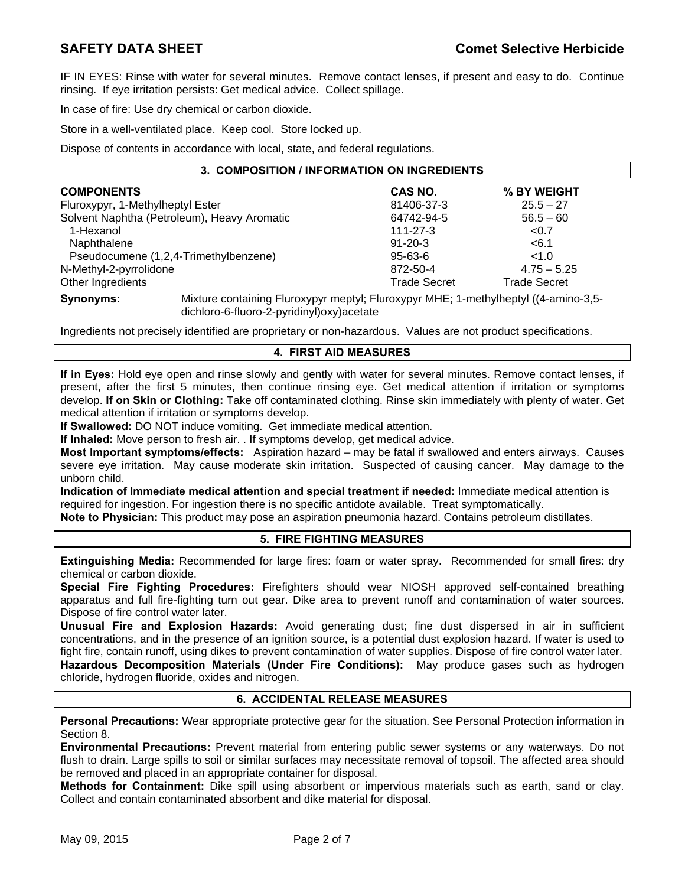IF IN EYES: Rinse with water for several minutes. Remove contact lenses, if present and easy to do. Continue rinsing. If eye irritation persists: Get medical advice. Collect spillage.

In case of fire: Use dry chemical or carbon dioxide.

Store in a well-ventilated place. Keep cool. Store locked up.

Dispose of contents in accordance with local, state, and federal regulations.

## 3. COMPOSITION / INFORMATION ON INGREDIENTS

| COMPONENTS | CAS NO. | % BY WEIGHT |
|---|---|---|
| Fluroxypyr, 1-Methylheptyl Ester | 81406-37-3 | 25.5 – 27 |
| Solvent Naphtha (Petroleum), Heavy Aromatic | 64742-94-5 | 56.5 – 60 |
| 1-Hexanol | 111-27-3 | <0.7 |
| Naphthalene | 91-20-3 | <6.1 |
| Pseudocumene (1,2,4-Trimethylbenzene) | 95-63-6 | <1.0 |
| N-Methyl-2-pyrrolidone | 872-50-4 | 4.75 – 5.25 |
| Other Ingredients | Trade Secret | Trade Secret |

**Synonyms:** Mixture containing Fluroxypyr meptyl; Fluroxypyr MHE; 1-methylheptyl ((4-amino-3,5-dichloro-6-fluoro-2-pyridinyl)oxy)acetate

Ingredients not precisely identified are proprietary or non-hazardous. Values are not product specifications.

## 4. FIRST AID MEASURES

**If in Eyes:** Hold eye open and rinse slowly and gently with water for several minutes. Remove contact lenses, if present, after the first 5 minutes, then continue rinsing eye. Get medical attention if irritation or symptoms develop. **If on Skin or Clothing:** Take off contaminated clothing. Rinse skin immediately with plenty of water. Get medical attention if irritation or symptoms develop.

**If Swallowed:** DO NOT induce vomiting. Get immediate medical attention.

**If Inhaled:** Move person to fresh air. . If symptoms develop, get medical advice.

**Most Important symptoms/effects:** Aspiration hazard – may be fatal if swallowed and enters airways. Causes severe eye irritation. May cause moderate skin irritation. Suspected of causing cancer. May damage to the unborn child.

**Indication of Immediate medical attention and special treatment if needed:** Immediate medical attention is required for ingestion. For ingestion there is no specific antidote available. Treat symptomatically.

**Note to Physician:** This product may pose an aspiration pneumonia hazard. Contains petroleum distillates.

## 5. FIRE FIGHTING MEASURES

**Extinguishing Media:** Recommended for large fires: foam or water spray. Recommended for small fires: dry chemical or carbon dioxide.

**Special Fire Fighting Procedures:** Firefighters should wear NIOSH approved self-contained breathing apparatus and full fire-fighting turn out gear. Dike area to prevent runoff and contamination of water sources. Dispose of fire control water later.

**Unusual Fire and Explosion Hazards:** Avoid generating dust; fine dust dispersed in air in sufficient concentrations, and in the presence of an ignition source, is a potential dust explosion hazard. If water is used to fight fire, contain runoff, using dikes to prevent contamination of water supplies. Dispose of fire control water later.

**Hazardous Decomposition Materials (Under Fire Conditions):** May produce gases such as hydrogen chloride, hydrogen fluoride, oxides and nitrogen.

## 6. ACCIDENTAL RELEASE MEASURES

**Personal Precautions:** Wear appropriate protective gear for the situation. See Personal Protection information in Section 8.

**Environmental Precautions:** Prevent material from entering public sewer systems or any waterways. Do not flush to drain. Large spills to soil or similar surfaces may necessitate removal of topsoil. The affected area should be removed and placed in an appropriate container for disposal.

**Methods for Containment:** Dike spill using absorbent or impervious materials such as earth, sand or clay. Collect and contain contaminated absorbent and dike material for disposal.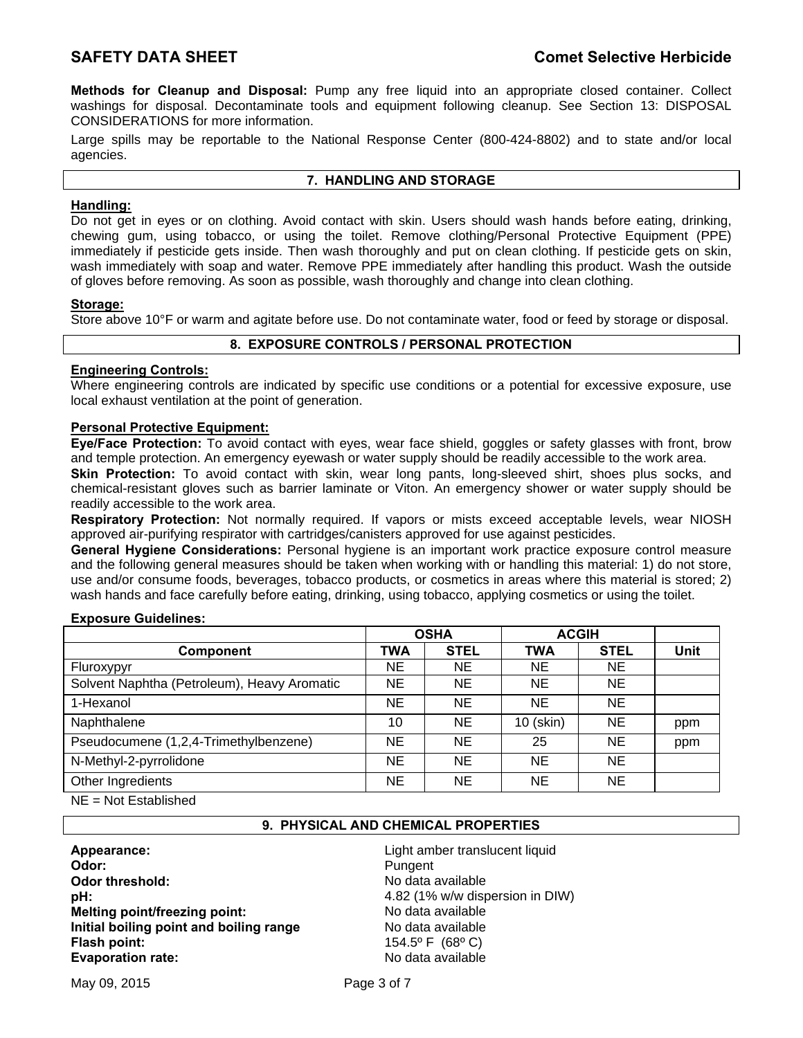**Methods for Cleanup and Disposal:** Pump any free liquid into an appropriate closed container. Collect washings for disposal. Decontaminate tools and equipment following cleanup. See Section 13: DISPOSAL CONSIDERATIONS for more information.

Large spills may be reportable to the National Response Center (800-424-8802) and to state and/or local agencies.

## 7. HANDLING AND STORAGE

**Handling:**

Do not get in eyes or on clothing. Avoid contact with skin. Users should wash hands before eating, drinking, chewing gum, using tobacco, or using the toilet. Remove clothing/Personal Protective Equipment (PPE) immediately if pesticide gets inside. Then wash thoroughly and put on clean clothing. If pesticide gets on skin, wash immediately with soap and water. Remove PPE immediately after handling this product. Wash the outside of gloves before removing. As soon as possible, wash thoroughly and change into clean clothing.

**Storage:**

Store above 10°F or warm and agitate before use. Do not contaminate water, food or feed by storage or disposal.

## 8. EXPOSURE CONTROLS / PERSONAL PROTECTION

**Engineering Controls:**

Where engineering controls are indicated by specific use conditions or a potential for excessive exposure, use local exhaust ventilation at the point of generation.

**Personal Protective Equipment:**

**Eye/Face Protection:** To avoid contact with eyes, wear face shield, goggles or safety glasses with front, brow and temple protection. An emergency eyewash or water supply should be readily accessible to the work area.

**Skin Protection:** To avoid contact with skin, wear long pants, long-sleeved shirt, shoes plus socks, and chemical-resistant gloves such as barrier laminate or Viton. An emergency shower or water supply should be readily accessible to the work area.

**Respiratory Protection:** Not normally required. If vapors or mists exceed acceptable levels, wear NIOSH approved air-purifying respirator with cartridges/canisters approved for use against pesticides.

**General Hygiene Considerations:** Personal hygiene is an important work practice exposure control measure and the following general measures should be taken when working with or handling this material: 1) do not store, use and/or consume foods, beverages, tobacco products, or cosmetics in areas where this material is stored; 2) wash hands and face carefully before eating, drinking, using tobacco, applying cosmetics or using the toilet.

**Exposure Guidelines:**

| | OSHA | | ACGIH | | |
|---|---|---|---|---|---|
| **Component** | **TWA** | **STEL** | **TWA** | **STEL** | **Unit** |
| Fluroxypyr | NE | NE | NE | NE | |
| Solvent Naphtha (Petroleum), Heavy Aromatic | NE | NE | NE | NE | |
| 1-Hexanol | NE | NE | NE | NE | |
| Naphthalene | 10 | NE | 10 (skin) | NE | ppm |
| Pseudocumene (1,2,4-Trimethylbenzene) | NE | NE | 25 | NE | ppm |
| N-Methyl-2-pyrrolidone | NE | NE | NE | NE | |
| Other Ingredients | NE | NE | NE | NE | |

NE = Not Established

## 9. PHYSICAL AND CHEMICAL PROPERTIES

**Appearance:** Light amber translucent liquid
**Odor:** Pungent
**Odor threshold:** No data available
**pH:** 4.82 (1% w/w dispersion in DIW)
**Melting point/freezing point:** No data available
**Initial boiling point and boiling range** No data available
**Flash point:** 154.5º F (68º C)
**Evaporation rate:** No data available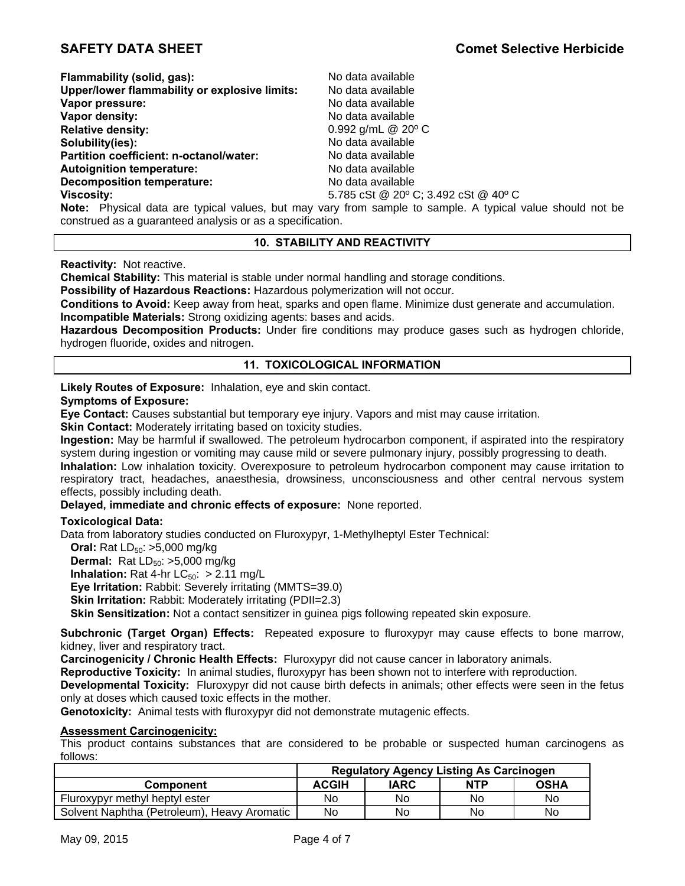**Flammability (solid, gas):** No data available
**Upper/lower flammability or explosive limits:** No data available
**Vapor pressure:** No data available
**Vapor density:** No data available
**Relative density:** 0.992 g/mL @ 20º C
**Solubility(ies):** No data available
**Partition coefficient: n-octanol/water:** No data available
**Autoignition temperature:** No data available
**Decomposition temperature:** No data available
**Viscosity:** 5.785 cSt @ 20º C; 3.492 cSt @ 40º C

**Note:** Physical data are typical values, but may vary from sample to sample. A typical value should not be construed as a guaranteed analysis or as a specification.

## 10. STABILITY AND REACTIVITY

**Reactivity:** Not reactive.
**Chemical Stability:** This material is stable under normal handling and storage conditions.
**Possibility of Hazardous Reactions:** Hazardous polymerization will not occur.
**Conditions to Avoid:** Keep away from heat, sparks and open flame. Minimize dust generate and accumulation.
**Incompatible Materials:** Strong oxidizing agents: bases and acids.
**Hazardous Decomposition Products:** Under fire conditions may produce gases such as hydrogen chloride, hydrogen fluoride, oxides and nitrogen.

## 11. TOXICOLOGICAL INFORMATION

**Likely Routes of Exposure:** Inhalation, eye and skin contact.
**Symptoms of Exposure:**
**Eye Contact:** Causes substantial but temporary eye injury. Vapors and mist may cause irritation.
**Skin Contact:** Moderately irritating based on toxicity studies.
**Ingestion:** May be harmful if swallowed. The petroleum hydrocarbon component, if aspirated into the respiratory system during ingestion or vomiting may cause mild or severe pulmonary injury, possibly progressing to death.
**Inhalation:** Low inhalation toxicity. Overexposure to petroleum hydrocarbon component may cause irritation to respiratory tract, headaches, anaesthesia, drowsiness, unconsciousness and other central nervous system effects, possibly including death.
**Delayed, immediate and chronic effects of exposure:** None reported.

**Toxicological Data:**
Data from laboratory studies conducted on Fluroxypyr, 1-Methylheptyl Ester Technical:

**Oral:** Rat $LD_{50}$: >5,000 mg/kg
**Dermal:** Rat $LD_{50}$: >5,000 mg/kg
**Inhalation:** Rat 4-hr $LC_{50}$: > 2.11 mg/L
**Eye Irritation:** Rabbit: Severely irritating (MMTS=39.0)
**Skin Irritation:** Rabbit: Moderately irritating (PDII=2.3)
**Skin Sensitization:** Not a contact sensitizer in guinea pigs following repeated skin exposure.

**Subchronic (Target Organ) Effects:** Repeated exposure to fluroxypyr may cause effects to bone marrow, kidney, liver and respiratory tract.
**Carcinogenicity / Chronic Health Effects:** Fluroxypyr did not cause cancer in laboratory animals.
**Reproductive Toxicity:** In animal studies, fluroxypyr has been shown not to interfere with reproduction.
**Developmental Toxicity:** Fluroxypyr did not cause birth defects in animals; other effects were seen in the fetus only at doses which caused toxic effects in the mother.
**Genotoxicity:** Animal tests with fluroxypyr did not demonstrate mutagenic effects.

**Assessment Carcinogenicity:**
This product contains substances that are considered to be probable or suspected human carcinogens as follows:

| | Regulatory Agency Listing As Carcinogen | | | |
|---|---|---|---|---|
| **Component** | **ACGIH** | **IARC** | **NTP** | **OSHA** |
| Fluroxypyr methyl heptyl ester | No | No | No | No |
| Solvent Naphtha (Petroleum), Heavy Aromatic | No | No | No | No |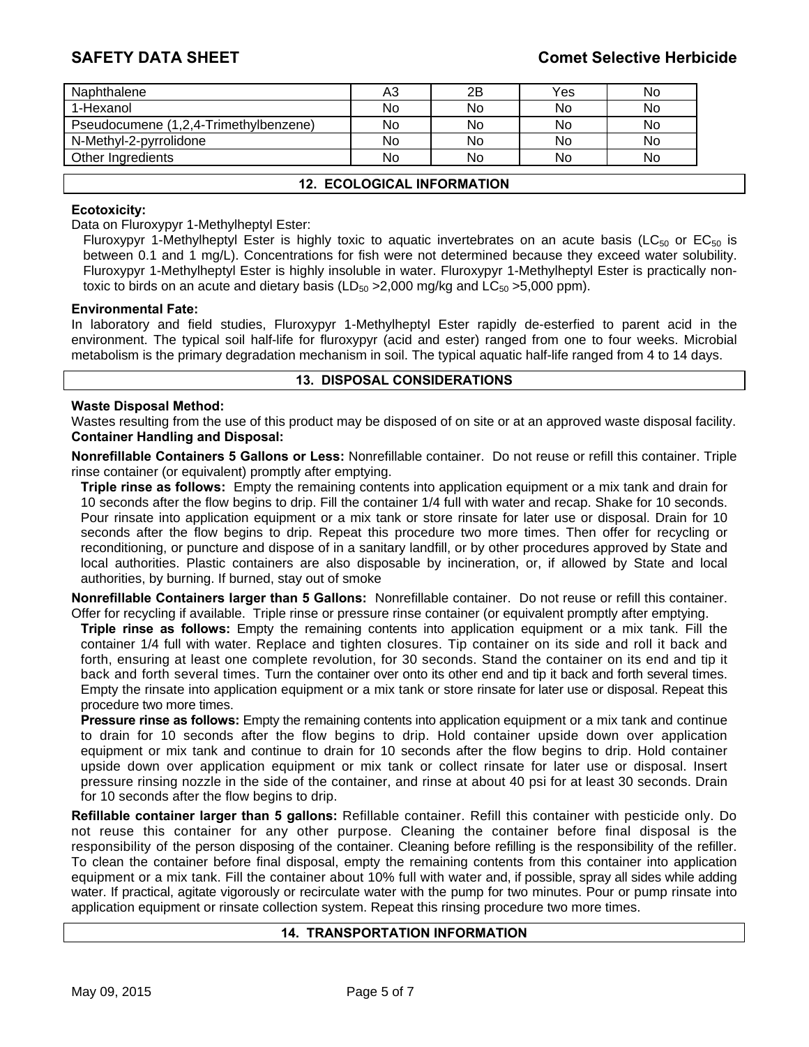| Naphthalene | A3 | 2B | Yes | No |
|---|---|---|---|---|
| 1-Hexanol | No | No | No | No |
| Pseudocumene (1,2,4-Trimethylbenzene) | No | No | No | No |
| N-Methyl-2-pyrrolidone | No | No | No | No |
| Other Ingredients | No | No | No | No |

## 12. ECOLOGICAL INFORMATION

**Ecotoxicity:**

Data on Fluroxypyr 1-Methylheptyl Ester:

Fluroxypyr 1-Methylheptyl Ester is highly toxic to aquatic invertebrates on an acute basis ($LC_{50}$ or $EC_{50}$ is between 0.1 and 1 mg/L). Concentrations for fish were not determined because they exceed water solubility. Fluroxypyr 1-Methylheptyl Ester is highly insoluble in water. Fluroxypyr 1-Methylheptyl Ester is practically non-toxic to birds on an acute and dietary basis ($LD_{50}$ >2,000 mg/kg and $LC_{50}$ >5,000 ppm).

**Environmental Fate:**

In laboratory and field studies, Fluroxypyr 1-Methylheptyl Ester rapidly de-esterfied to parent acid in the environment. The typical soil half-life for fluroxypyr (acid and ester) ranged from one to four weeks. Microbial metabolism is the primary degradation mechanism in soil. The typical aquatic half-life ranged from 4 to 14 days.

## 13. DISPOSAL CONSIDERATIONS

**Waste Disposal Method:**

Wastes resulting from the use of this product may be disposed of on site or at an approved waste disposal facility.

**Container Handling and Disposal:**

**Nonrefillable Containers 5 Gallons or Less:** Nonrefillable container. Do not reuse or refill this container. Triple rinse container (or equivalent) promptly after emptying.

**Triple rinse as follows:** Empty the remaining contents into application equipment or a mix tank and drain for 10 seconds after the flow begins to drip. Fill the container 1/4 full with water and recap. Shake for 10 seconds. Pour rinsate into application equipment or a mix tank or store rinsate for later use or disposal. Drain for 10 seconds after the flow begins to drip. Repeat this procedure two more times. Then offer for recycling or reconditioning, or puncture and dispose of in a sanitary landfill, or by other procedures approved by State and local authorities. Plastic containers are also disposable by incineration, or, if allowed by State and local authorities, by burning. If burned, stay out of smoke

**Nonrefillable Containers larger than 5 Gallons:** Nonrefillable container. Do not reuse or refill this container. Offer for recycling if available. Triple rinse or pressure rinse container (or equivalent promptly after emptying.

**Triple rinse as follows:** Empty the remaining contents into application equipment or a mix tank. Fill the container 1/4 full with water. Replace and tighten closures. Tip container on its side and roll it back and forth, ensuring at least one complete revolution, for 30 seconds. Stand the container on its end and tip it back and forth several times. Turn the container over onto its other end and tip it back and forth several times. Empty the rinsate into application equipment or a mix tank or store rinsate for later use or disposal. Repeat this procedure two more times.

**Pressure rinse as follows:** Empty the remaining contents into application equipment or a mix tank and continue to drain for 10 seconds after the flow begins to drip. Hold container upside down over application equipment or mix tank and continue to drain for 10 seconds after the flow begins to drip. Hold container upside down over application equipment or mix tank or collect rinsate for later use or disposal. Insert pressure rinsing nozzle in the side of the container, and rinse at about 40 psi for at least 30 seconds. Drain for 10 seconds after the flow begins to drip.

**Refillable container larger than 5 gallons:** Refillable container. Refill this container with pesticide only. Do not reuse this container for any other purpose. Cleaning the container before final disposal is the responsibility of the person disposing of the container. Cleaning before refilling is the responsibility of the refiller. To clean the container before final disposal, empty the remaining contents from this container into application equipment or a mix tank. Fill the container about 10% full with water and, if possible, spray all sides while adding water. If practical, agitate vigorously or recirculate water with the pump for two minutes. Pour or pump rinsate into application equipment or rinsate collection system. Repeat this rinsing procedure two more times.

## 14. TRANSPORTATION INFORMATION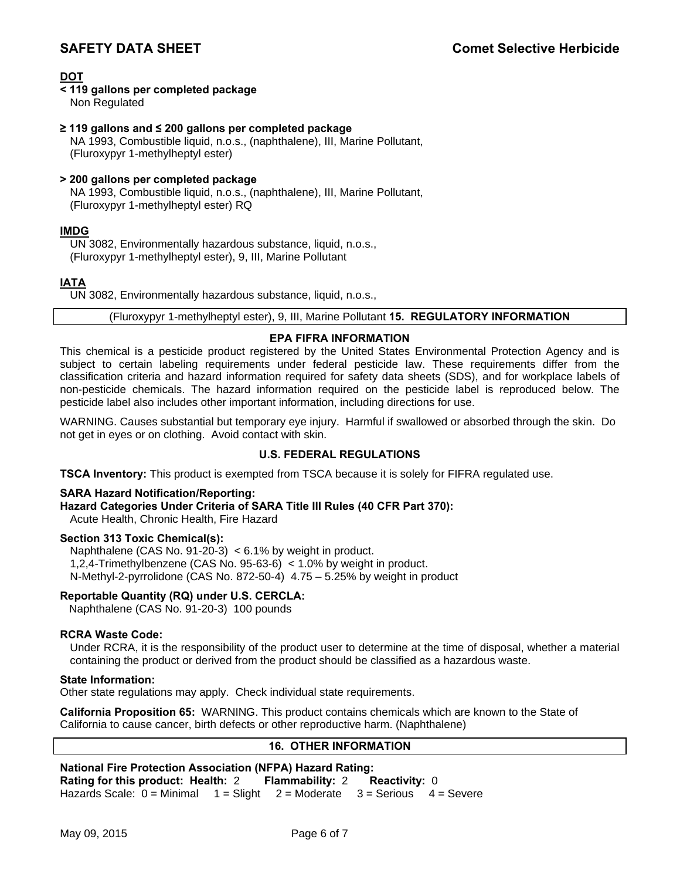**DOT**

**< 119 gallons per completed package**
Non Regulated

**≥ 119 gallons and ≤ 200 gallons per completed package**
NA 1993, Combustible liquid, n.o.s., (naphthalene), III, Marine Pollutant, (Fluroxypyr 1-methylheptyl ester)

**> 200 gallons per completed package**
NA 1993, Combustible liquid, n.o.s., (naphthalene), III, Marine Pollutant, (Fluroxypyr 1-methylheptyl ester) RQ

**IMDG**
UN 3082, Environmentally hazardous substance, liquid, n.o.s., (Fluroxypyr 1-methylheptyl ester), 9, III, Marine Pollutant

**IATA**
UN 3082, Environmentally hazardous substance, liquid, n.o.s., (Fluroxypyr 1-methylheptyl ester), 9, III, Marine Pollutant

## 15. REGULATORY INFORMATION

### EPA FIFRA INFORMATION

This chemical is a pesticide product registered by the United States Environmental Protection Agency and is subject to certain labeling requirements under federal pesticide law. These requirements differ from the classification criteria and hazard information required for safety data sheets (SDS), and for workplace labels of non-pesticide chemicals. The hazard information required on the pesticide label is reproduced below. The pesticide label also includes other important information, including directions for use.

WARNING. Causes substantial but temporary eye injury. Harmful if swallowed or absorbed through the skin. Do not get in eyes or on clothing. Avoid contact with skin.

### U.S. FEDERAL REGULATIONS

**TSCA Inventory:** This product is exempted from TSCA because it is solely for FIFRA regulated use.

**SARA Hazard Notification/Reporting:**
**Hazard Categories Under Criteria of SARA Title III Rules (40 CFR Part 370):**
Acute Health, Chronic Health, Fire Hazard

**Section 313 Toxic Chemical(s):**
Naphthalene (CAS No. 91-20-3) < 6.1% by weight in product.
1,2,4-Trimethylbenzene (CAS No. 95-63-6) < 1.0% by weight in product.
N-Methyl-2-pyrrolidone (CAS No. 872-50-4) 4.75 – 5.25% by weight in product

**Reportable Quantity (RQ) under U.S. CERCLA:**
Naphthalene (CAS No. 91-20-3) 100 pounds

**RCRA Waste Code:**
Under RCRA, it is the responsibility of the product user to determine at the time of disposal, whether a material containing the product or derived from the product should be classified as a hazardous waste.

**State Information:**
Other state regulations may apply. Check individual state requirements.

**California Proposition 65:** WARNING. This product contains chemicals which are known to the State of California to cause cancer, birth defects or other reproductive harm. (Naphthalene)

## 16. OTHER INFORMATION

**National Fire Protection Association (NFPA) Hazard Rating:**
**Rating for this product: Health:** 2 **Flammability:** 2 **Reactivity:** 0
Hazards Scale: 0 = Minimal 1 = Slight 2 = Moderate 3 = Serious 4 = Severe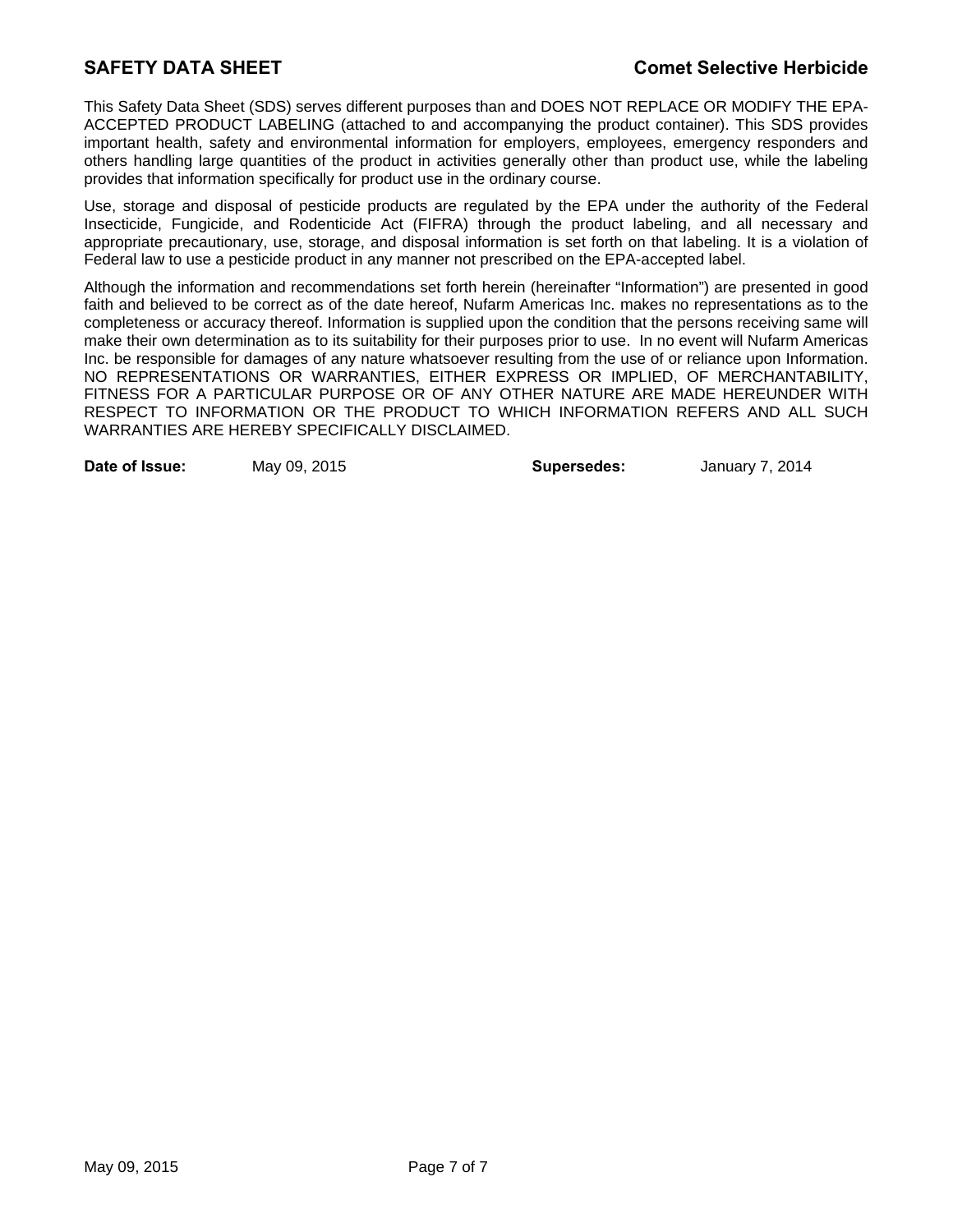This Safety Data Sheet (SDS) serves different purposes than and DOES NOT REPLACE OR MODIFY THE EPA-ACCEPTED PRODUCT LABELING (attached to and accompanying the product container). This SDS provides important health, safety and environmental information for employers, employees, emergency responders and others handling large quantities of the product in activities generally other than product use, while the labeling provides that information specifically for product use in the ordinary course.

Use, storage and disposal of pesticide products are regulated by the EPA under the authority of the Federal Insecticide, Fungicide, and Rodenticide Act (FIFRA) through the product labeling, and all necessary and appropriate precautionary, use, storage, and disposal information is set forth on that labeling. It is a violation of Federal law to use a pesticide product in any manner not prescribed on the EPA-accepted label.

Although the information and recommendations set forth herein (hereinafter "Information") are presented in good faith and believed to be correct as of the date hereof, Nufarm Americas Inc. makes no representations as to the completeness or accuracy thereof. Information is supplied upon the condition that the persons receiving same will make their own determination as to its suitability for their purposes prior to use. In no event will Nufarm Americas Inc. be responsible for damages of any nature whatsoever resulting from the use of or reliance upon Information. NO REPRESENTATIONS OR WARRANTIES, EITHER EXPRESS OR IMPLIED, OF MERCHANTABILITY, FITNESS FOR A PARTICULAR PURPOSE OR OF ANY OTHER NATURE ARE MADE HEREUNDER WITH RESPECT TO INFORMATION OR THE PRODUCT TO WHICH INFORMATION REFERS AND ALL SUCH WARRANTIES ARE HEREBY SPECIFICALLY DISCLAIMED.

**Date of Issue:** May 09, 2015 **Supersedes:** January 7, 2014